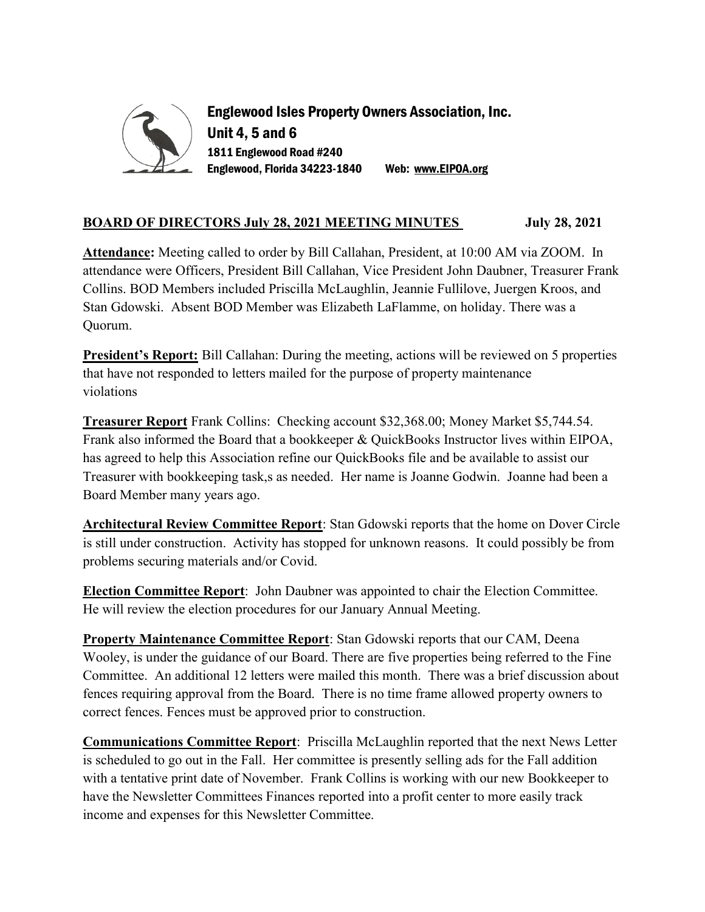**Englewood Isles Property Owners Association, Inc.**
**Unit 4, 5 and 6**
**1811 Englewood Road #240**
**Englewood, Florida 34223-1840 Web: www.EIPOA.org**

## BOARD OF DIRECTORS July 28, 2021 MEETING MINUTES July 28, 2021

**Attendance:** Meeting called to order by Bill Callahan, President, at 10:00 AM via ZOOM. In attendance were Officers, President Bill Callahan, Vice President John Daubner, Treasurer Frank Collins. BOD Members included Priscilla McLaughlin, Jeannie Fullilove, Juergen Kroos, and Stan Gdowski. Absent BOD Member was Elizabeth LaFlamme, on holiday. There was a Quorum.

**President's Report:** Bill Callahan: During the meeting, actions will be reviewed on 5 properties that have not responded to letters mailed for the purpose of property maintenance violations

**Treasurer Report** Frank Collins: Checking account $32,368.00; Money Market $5,744.54. Frank also informed the Board that a bookkeeper & QuickBooks Instructor lives within EIPOA, has agreed to help this Association refine our QuickBooks file and be available to assist our Treasurer with bookkeeping task,s as needed. Her name is Joanne Godwin. Joanne had been a Board Member many years ago.

**Architectural Review Committee Report**: Stan Gdowski reports that the home on Dover Circle is still under construction. Activity has stopped for unknown reasons. It could possibly be from problems securing materials and/or Covid.

**Election Committee Report**: John Daubner was appointed to chair the Election Committee. He will review the election procedures for our January Annual Meeting.

**Property Maintenance Committee Report**: Stan Gdowski reports that our CAM, Deena Wooley, is under the guidance of our Board. There are five properties being referred to the Fine Committee. An additional 12 letters were mailed this month. There was a brief discussion about fences requiring approval from the Board. There is no time frame allowed property owners to correct fences. Fences must be approved prior to construction.

**Communications Committee Report**: Priscilla McLaughlin reported that the next News Letter is scheduled to go out in the Fall. Her committee is presently selling ads for the Fall addition with a tentative print date of November. Frank Collins is working with our new Bookkeeper to have the Newsletter Committees Finances reported into a profit center to more easily track income and expenses for this Newsletter Committee.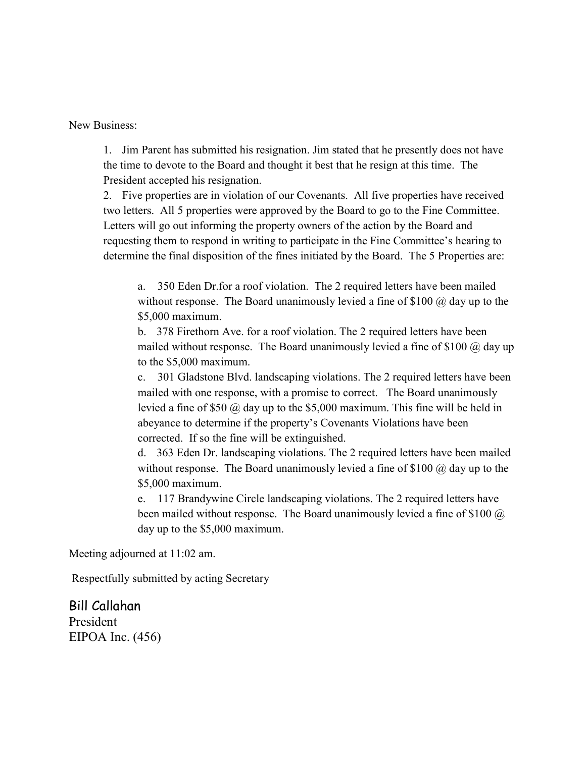New Business:

1. Jim Parent has submitted his resignation. Jim stated that he presently does not have the time to devote to the Board and thought it best that he resign at this time. The President accepted his resignation.
2. Five properties are in violation of our Covenants. All five properties have received two letters. All 5 properties were approved by the Board to go to the Fine Committee. Letters will go out informing the property owners of the action by the Board and requesting them to respond in writing to participate in the Fine Committee's hearing to determine the final disposition of the fines initiated by the Board. The 5 Properties are:

   a. 350 Eden Dr.for a roof violation. The 2 required letters have been mailed without response. The Board unanimously levied a fine of $100 @ day up to the $5,000 maximum.
   b. 378 Firethorn Ave. for a roof violation. The 2 required letters have been mailed without response. The Board unanimously levied a fine of $100 @ day up to the $5,000 maximum.
   c. 301 Gladstone Blvd. landscaping violations. The 2 required letters have been mailed with one response, with a promise to correct. The Board unanimously levied a fine of $50 @ day up to the $5,000 maximum. This fine will be held in abeyance to determine if the property's Covenants Violations have been corrected. If so the fine will be extinguished.
   d. 363 Eden Dr. landscaping violations. The 2 required letters have been mailed without response. The Board unanimously levied a fine of $100 @ day up to the $5,000 maximum.
   e. 117 Brandywine Circle landscaping violations. The 2 required letters have been mailed without response. The Board unanimously levied a fine of $100 @ day up to the $5,000 maximum.

Meeting adjourned at 11:02 am.

Respectfully submitted by acting Secretary

Bill Callahan
President
EIPOA Inc. (456)